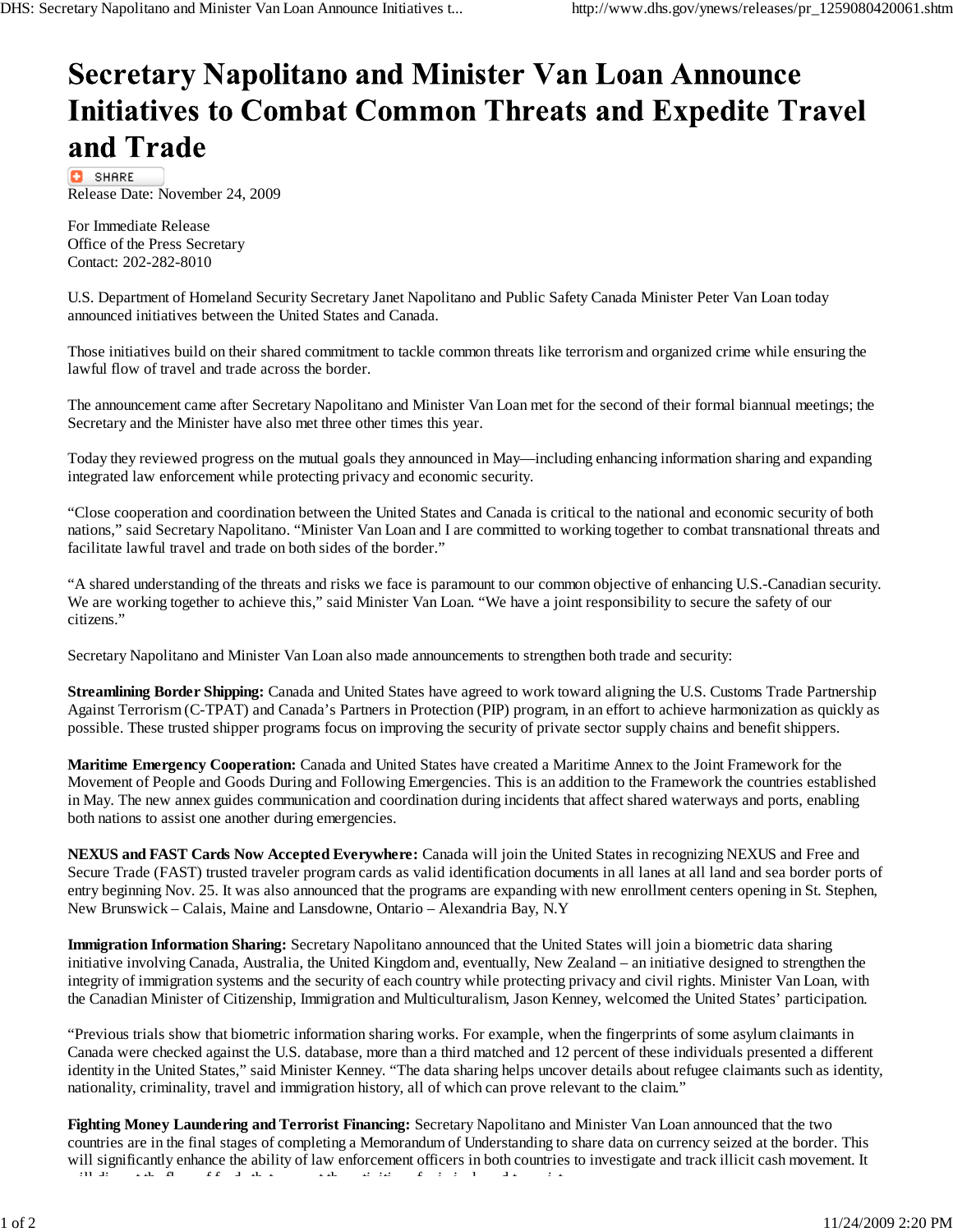# Secretary Napolitano and Minister Van Loan Announce Initiatives to Combat Common Threats and Expedite Travel and Trade

SHARE

Release Date: November 24, 2009

For Immediate Release
Office of the Press Secretary
Contact: 202-282-8010

U.S. Department of Homeland Security Secretary Janet Napolitano and Public Safety Canada Minister Peter Van Loan today announced initiatives between the United States and Canada.

Those initiatives build on their shared commitment to tackle common threats like terrorism and organized crime while ensuring the lawful flow of travel and trade across the border.

The announcement came after Secretary Napolitano and Minister Van Loan met for the second of their formal biannual meetings; the Secretary and the Minister have also met three other times this year.

Today they reviewed progress on the mutual goals they announced in May—including enhancing information sharing and expanding integrated law enforcement while protecting privacy and economic security.

"Close cooperation and coordination between the United States and Canada is critical to the national and economic security of both nations," said Secretary Napolitano. "Minister Van Loan and I are committed to working together to combat transnational threats and facilitate lawful travel and trade on both sides of the border."

"A shared understanding of the threats and risks we face is paramount to our common objective of enhancing U.S.-Canadian security. We are working together to achieve this," said Minister Van Loan. "We have a joint responsibility to secure the safety of our citizens."

Secretary Napolitano and Minister Van Loan also made announcements to strengthen both trade and security:

**Streamlining Border Shipping:** Canada and United States have agreed to work toward aligning the U.S. Customs Trade Partnership Against Terrorism (C-TPAT) and Canada's Partners in Protection (PIP) program, in an effort to achieve harmonization as quickly as possible. These trusted shipper programs focus on improving the security of private sector supply chains and benefit shippers.

**Maritime Emergency Cooperation:** Canada and United States have created a Maritime Annex to the Joint Framework for the Movement of People and Goods During and Following Emergencies. This is an addition to the Framework the countries established in May. The new annex guides communication and coordination during incidents that affect shared waterways and ports, enabling both nations to assist one another during emergencies.

**NEXUS and FAST Cards Now Accepted Everywhere:** Canada will join the United States in recognizing NEXUS and Free and Secure Trade (FAST) trusted traveler program cards as valid identification documents in all lanes at all land and sea border ports of entry beginning Nov. 25. It was also announced that the programs are expanding with new enrollment centers opening in St. Stephen, New Brunswick – Calais, Maine and Lansdowne, Ontario – Alexandria Bay, N.Y

**Immigration Information Sharing:** Secretary Napolitano announced that the United States will join a biometric data sharing initiative involving Canada, Australia, the United Kingdom and, eventually, New Zealand – an initiative designed to strengthen the integrity of immigration systems and the security of each country while protecting privacy and civil rights. Minister Van Loan, with the Canadian Minister of Citizenship, Immigration and Multiculturalism, Jason Kenney, welcomed the United States' participation.

"Previous trials show that biometric information sharing works. For example, when the fingerprints of some asylum claimants in Canada were checked against the U.S. database, more than a third matched and 12 percent of these individuals presented a different identity in the United States," said Minister Kenney. "The data sharing helps uncover details about refugee claimants such as identity, nationality, criminality, travel and immigration history, all of which can prove relevant to the claim."

**Fighting Money Laundering and Terrorist Financing:** Secretary Napolitano and Minister Van Loan announced that the two countries are in the final stages of completing a Memorandum of Understanding to share data on currency seized at the border. This will significantly enhance the ability of law enforcement officers in both countries to investigate and track illicit cash movement. It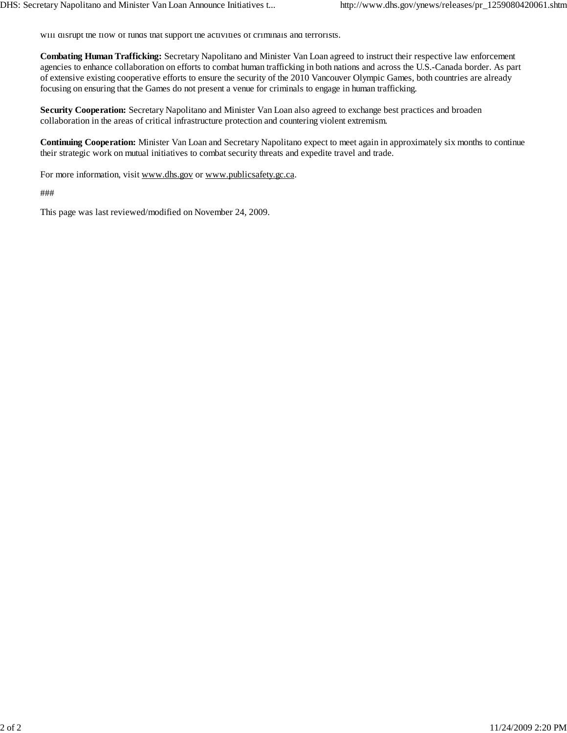will disrupt the flow of funds that support the activities of criminals and terrorists.

**Combating Human Trafficking:** Secretary Napolitano and Minister Van Loan agreed to instruct their respective law enforcement agencies to enhance collaboration on efforts to combat human trafficking in both nations and across the U.S.-Canada border. As part of extensive existing cooperative efforts to ensure the security of the 2010 Vancouver Olympic Games, both countries are already focusing on ensuring that the Games do not present a venue for criminals to engage in human trafficking.

**Security Cooperation:** Secretary Napolitano and Minister Van Loan also agreed to exchange best practices and broaden collaboration in the areas of critical infrastructure protection and countering violent extremism.

**Continuing Cooperation:** Minister Van Loan and Secretary Napolitano expect to meet again in approximately six months to continue their strategic work on mutual initiatives to combat security threats and expedite travel and trade.

For more information, visit www.dhs.gov or www.publicsafety.gc.ca.

###

This page was last reviewed/modified on November 24, 2009.